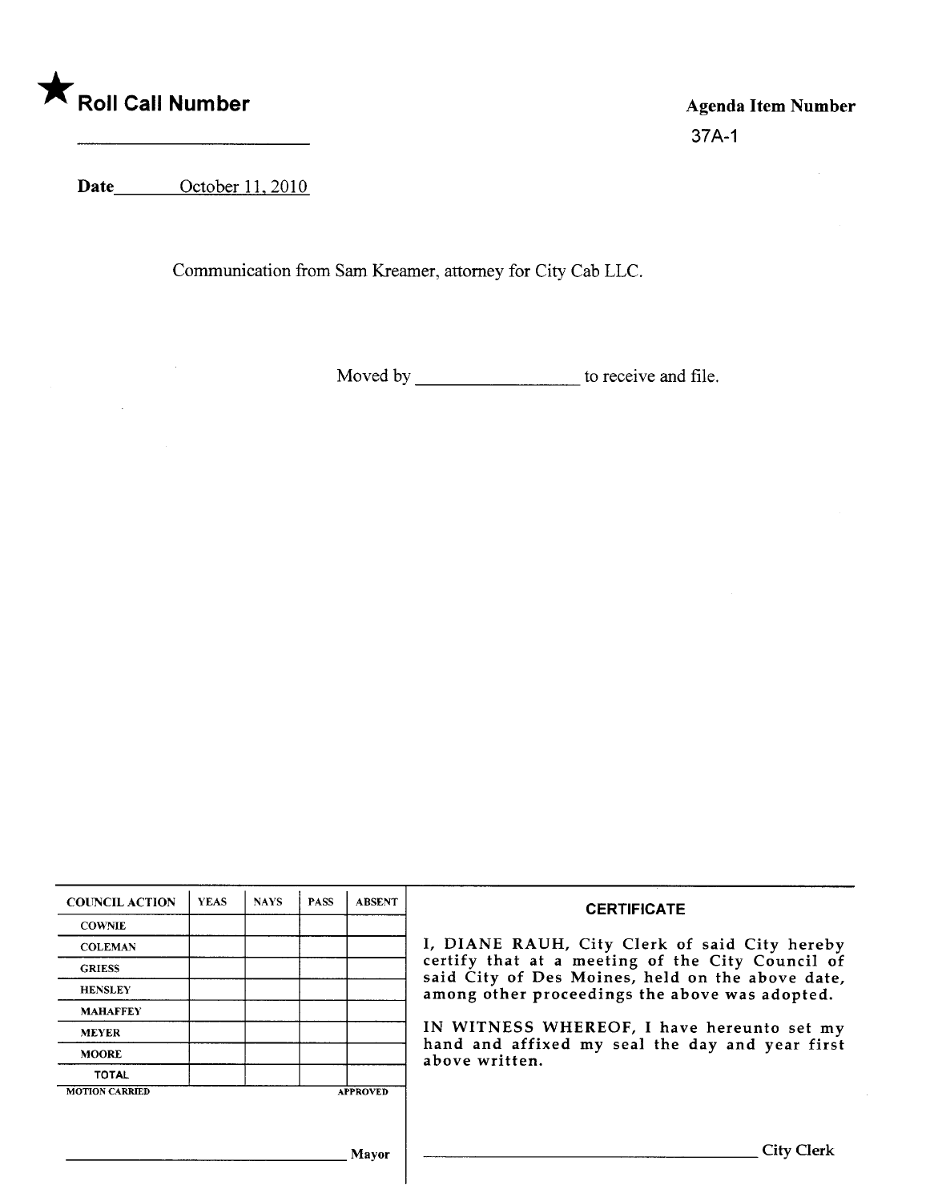★ **Roll Call Number**

______________________

**Agenda Item Number**

37A-1

**Date** October 11, 2010

Communication from Sam Kreamer, attorney for City Cab LLC.

Moved by ________________ to receive and file.

| COUNCIL ACTION | YEAS | NAYS | PASS | ABSENT |
|---|---|---|---|---|
| COWNIE | | | | |
| COLEMAN | | | | |
| GRIESS | | | | |
| HENSLEY | | | | |
| MAHAFFEY | | | | |
| MEYER | | | | |
| MOORE | | | | |
| TOTAL | | | | |

MOTION CARRIED APPROVED

______________________________ Mayor

**CERTIFICATE**

I, DIANE RAUH, City Clerk of said City hereby certify that at a meeting of the City Council of said City of Des Moines, held on the above date, among other proceedings the above was adopted.

IN WITNESS WHEREOF, I have hereunto set my hand and affixed my seal the day and year first above written.

______________________________ City Clerk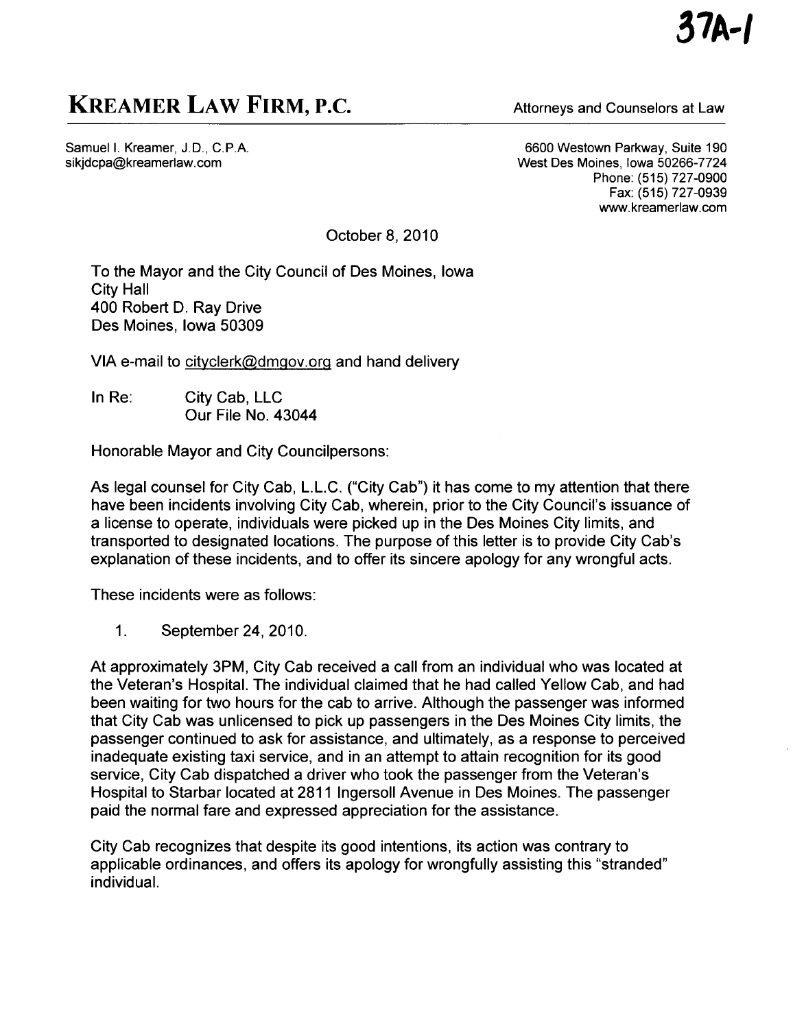37A-1

# KREAMER LAW FIRM, P.C.

Attorneys and Counselors at Law

Samuel I. Kreamer, J.D., C.P.A.
sikjdcpa@kreamerlaw.com

6600 Westown Parkway, Suite 190
West Des Moines, Iowa 50266-7724
Phone: (515) 727-0900
Fax: (515) 727-0939
www.kreamerlaw.com

October 8, 2010

To the Mayor and the City Council of Des Moines, Iowa
City Hall
400 Robert D. Ray Drive
Des Moines, Iowa 50309

VIA e-mail to cityclerk@dmgov.org and hand delivery

In Re: City Cab, LLC
Our File No. 43044

Honorable Mayor and City Councilpersons:

As legal counsel for City Cab, L.L.C. ("City Cab") it has come to my attention that there have been incidents involving City Cab, wherein, prior to the City Council's issuance of a license to operate, individuals were picked up in the Des Moines City limits, and transported to designated locations. The purpose of this letter is to provide City Cab's explanation of these incidents, and to offer its sincere apology for any wrongful acts.

These incidents were as follows:

1. September 24, 2010.

At approximately 3PM, City Cab received a call from an individual who was located at the Veteran's Hospital. The individual claimed that he had called Yellow Cab, and had been waiting for two hours for the cab to arrive. Although the passenger was informed that City Cab was unlicensed to pick up passengers in the Des Moines City limits, the passenger continued to ask for assistance, and ultimately, as a response to perceived inadequate existing taxi service, and in an attempt to attain recognition for its good service, City Cab dispatched a driver who took the passenger from the Veteran's Hospital to Starbar located at 2811 Ingersoll Avenue in Des Moines. The passenger paid the normal fare and expressed appreciation for the assistance.

City Cab recognizes that despite its good intentions, its action was contrary to applicable ordinances, and offers its apology for wrongfully assisting this "stranded" individual.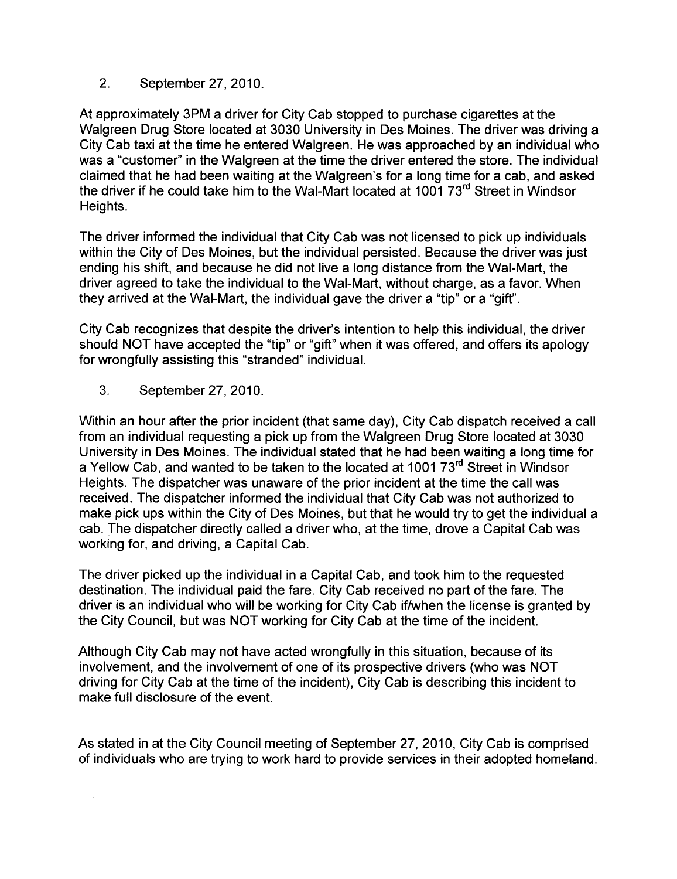2. September 27, 2010.

At approximately 3PM a driver for City Cab stopped to purchase cigarettes at the Walgreen Drug Store located at 3030 University in Des Moines. The driver was driving a City Cab taxi at the time he entered Walgreen. He was approached by an individual who was a "customer" in the Walgreen at the time the driver entered the store. The individual claimed that he had been waiting at the Walgreen's for a long time for a cab, and asked the driver if he could take him to the Wal-Mart located at 1001 73rd Street in Windsor Heights.

The driver informed the individual that City Cab was not licensed to pick up individuals within the City of Des Moines, but the individual persisted. Because the driver was just ending his shift, and because he did not live a long distance from the Wal-Mart, the driver agreed to take the individual to the Wal-Mart, without charge, as a favor. When they arrived at the Wal-Mart, the individual gave the driver a "tip" or a "gift".

City Cab recognizes that despite the driver's intention to help this individual, the driver should NOT have accepted the "tip" or "gift" when it was offered, and offers its apology for wrongfully assisting this "stranded" individual.

3. September 27, 2010.

Within an hour after the prior incident (that same day), City Cab dispatch received a call from an individual requesting a pick up from the Walgreen Drug Store located at 3030 University in Des Moines. The individual stated that he had been waiting a long time for a Yellow Cab, and wanted to be taken to the located at 1001 73rd Street in Windsor Heights. The dispatcher was unaware of the prior incident at the time the call was received. The dispatcher informed the individual that City Cab was not authorized to make pick ups within the City of Des Moines, but that he would try to get the individual a cab. The dispatcher directly called a driver who, at the time, drove a Capital Cab was working for, and driving, a Capital Cab.

The driver picked up the individual in a Capital Cab, and took him to the requested destination. The individual paid the fare. City Cab received no part of the fare. The driver is an individual who will be working for City Cab if/when the license is granted by the City Council, but was NOT working for City Cab at the time of the incident.

Although City Cab may not have acted wrongfully in this situation, because of its involvement, and the involvement of one of its prospective drivers (who was NOT driving for City Cab at the time of the incident), City Cab is describing this incident to make full disclosure of the event.

As stated in at the City Council meeting of September 27, 2010, City Cab is comprised of individuals who are trying to work hard to provide services in their adopted homeland.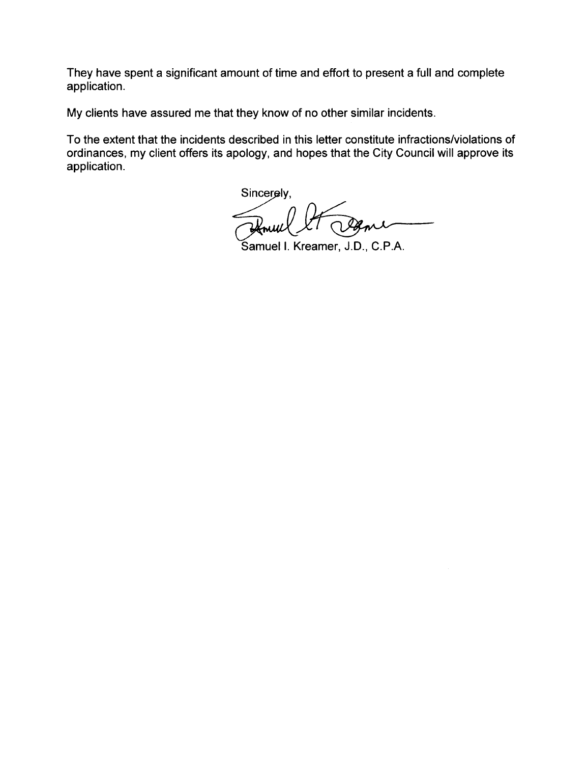They have spent a significant amount of time and effort to present a full and complete application.

My clients have assured me that they know of no other similar incidents.

To the extent that the incidents described in this letter constitute infractions/violations of ordinances, my client offers its apology, and hopes that the City Council will approve its application.

Sincerely,

Samuel I. Kreamer, J.D., C.P.A.